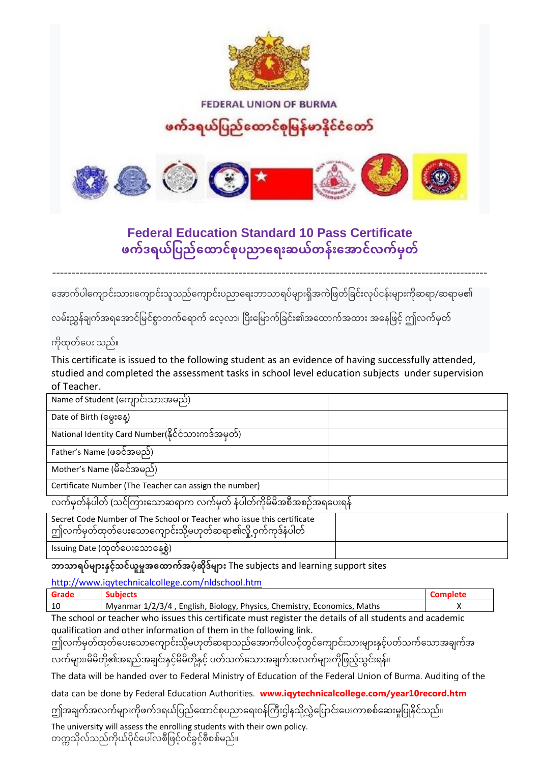FEDERAL UNION OF BURMA

ဖက်ဒရယ်ပြည်ထောင်စုမြန်မာနိုင်ငံတော်

# Federal Education Standard 10 Pass Certificate
# ဖက်ဒရယ်ပြည်ထောင်စုပညာရေးဆယ်တန်းအောင်လက်မှတ်

---

အောက်ပါကျောင်းသား၊ကျောင်းသူသည်ကျောင်းပညာရေးဘာသာရပ်များရှိအကဲဖြတ်ခြင်းလုပ်ငန်းများကိုဆရာ/ဆရာမ၏ လမ်းညွှန်ချက်အရအောင်မြင်စွာတက်ရောက် လေ့လာ၊ ပြီးမြောက်ခြင်း၏အထောက်အထား အနေဖြင့် ဤလက်မှတ်ကိုထုတ်ပေး သည်။

This certificate is issued to the following student as an evidence of having successfully attended, studied and completed the assessment tasks in school level education subjects under supervision of Teacher.

| | |
|---|---|
| Name of Student (ကျောင်းသားအမည်) | |
| Date of Birth (မွေးနေ့) | |
| National Identity Card Number(နိုင်ငံသားကဒ်အမှတ်) | |
| Father's Name (ဖခင်အမည်) | |
| Mother's Name (မိခင်အမည်) | |
| Certificate Number (The Teacher can assign the number) | |

လက်မှတ်နံပါတ် (သင်ကြားသောဆရာက လက်မှတ် နံပါတ်ကိုမိမိအစီအစဉ်အရပေးရန်

| | |
|---|---|
| Secret Code Number of The School or Teacher who issue this certificate ဤလက်မှတ်ထုတ်ပေးသောကျောင်းသို့မဟုတ်ဆရာ၏လျှို့ဝှက်ကုဒ်နံပါတ် | |
| Issuing Date (ထုတ်ပေးသောနေ့စွဲ) | |

**ဘာသာရပ်များနှင့်သင်ယူမှုအထောက်အပံ့ဆိုဒ်များ** The subjects and learning support sites

http://www.iqytechnicalcollege.com/nldschool.htm

| Grade | Subjects | Complete |
|---|---|---|
| 10 | Myanmar 1/2/3/4 , English, Biology, Physics, Chemistry, Economics, Maths | X |

The school or teacher who issues this certificate must register the details of all students and academic qualification and other information of them in the following link.

ဤလက်မှတ်ထုတ်ပေးသောကျောင်းသို့မဟုတ်ဆရာသည်အောက်ပါလင့်တွင်ကျောင်းသားများနှင့်ပတ်သက်သောအချက်အလက်များ၊မိမိတို့၏အရည်အချင်းနှင့်မိမိတို့နှင့် ပတ်သက်သောအချက်အလက်များကိုဖြည့်သွင်းရန်။

The data will be handed over to Federal Ministry of Education of the Federal Union of Burma. Auditing of the data can be done by Federal Education Authorities. **www.iqytechnicalcollege.com/year10record.htm**

ဤအချက်အလက်များကိုဖက်ဒရယ်ပြည်ထောင်စုပညာရေးဝန်ကြီးဌါနသို့လွှဲပြောင်းပေးကာစစ်ဆေးမှုပြုနိုင်သည်။

The university will assess the enrolling students with their own policy.
တက္ကသိုလ်သည်ကိုယ်ပိုင်ပေါ်လစီဖြင့်ဝင်ခွင့်စိစစ်မည်။